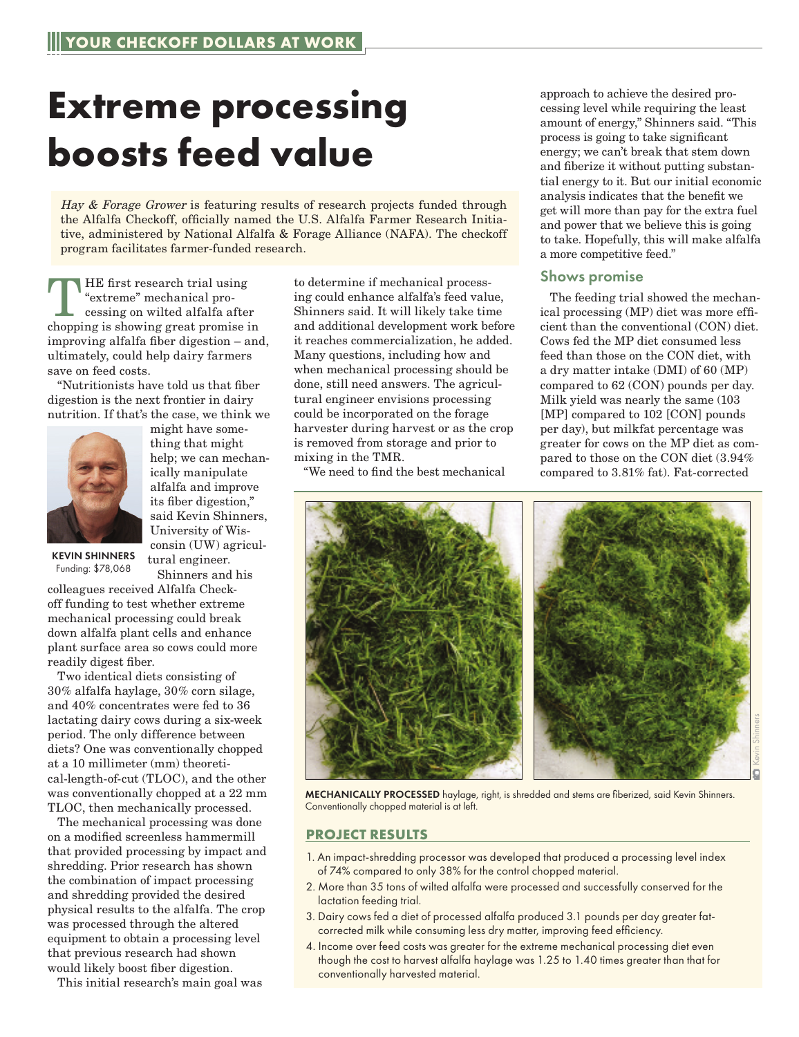YOUR CHECKOFF DOLLARS AT WORK

# Extreme processing boosts feed value

*Hay & Forage Grower* is featuring results of research projects funded through the Alfalfa Checkoff, officially named the U.S. Alfalfa Farmer Research Initiative, administered by National Alfalfa & Forage Alliance (NAFA). The checkoff program facilitates farmer-funded research.

THE first research trial using "extreme" mechanical processing on wilted alfalfa after chopping is showing great promise in improving alfalfa fiber digestion – and, ultimately, could help dairy farmers save on feed costs.

"Nutritionists have told us that fiber digestion is the next frontier in dairy nutrition. If that's the case, we think we might have something that might help; we can mechanically manipulate alfalfa and improve its fiber digestion," said Kevin Shinners, University of Wisconsin (UW) agricultural engineer.

**KEVIN SHINNERS**
Funding: $78,068

Shinners and his colleagues received Alfalfa Checkoff funding to test whether extreme mechanical processing could break down alfalfa plant cells and enhance plant surface area so cows could more readily digest fiber.

Two identical diets consisting of 30% alfalfa haylage, 30% corn silage, and 40% concentrates were fed to 36 lactating dairy cows during a six-week period. The only difference between diets? One was conventionally chopped at a 10 millimeter (mm) theoretical-length-of-cut (TLOC), and the other was conventionally chopped at a 22 mm TLOC, then mechanically processed.

The mechanical processing was done on a modified screenless hammermill that provided processing by impact and shredding. Prior research has shown the combination of impact processing and shredding provided the desired physical results to the alfalfa. The crop was processed through the altered equipment to obtain a processing level that previous research had shown would likely boost fiber digestion.

This initial research's main goal was to determine if mechanical processing could enhance alfalfa's feed value, Shinners said. It will likely take time and additional development work before it reaches commercialization, he added. Many questions, including how and when mechanical processing should be done, still need answers. The agricultural engineer envisions processing could be incorporated on the forage harvester during harvest or as the crop is removed from storage and prior to mixing in the TMR.

"We need to find the best mechanical approach to achieve the desired processing level while requiring the least amount of energy," Shinners said. "This process is going to take significant energy; we can't break that stem down and fiberize it without putting substantial energy to it. But our initial economic analysis indicates that the benefit we get will more than pay for the extra fuel and power that we believe this is going to take. Hopefully, this will make alfalfa a more competitive feed."

## Shows promise

The feeding trial showed the mechanical processing (MP) diet was more efficient than the conventional (CON) diet. Cows fed the MP diet consumed less feed than those on the CON diet, with a dry matter intake (DMI) of 60 (MP) compared to 62 (CON) pounds per day. Milk yield was nearly the same (103 [MP] compared to 102 [CON] pounds per day), but milkfat percentage was greater for cows on the MP diet as compared to those on the CON diet (3.94% compared to 3.81% fat). Fat-corrected

**MECHANICALLY PROCESSED** haylage, right, is shredded and stems are fiberized, said Kevin Shinners. Conventionally chopped material is at left.

## PROJECT RESULTS

1. An impact-shredding processor was developed that produced a processing level index of 74% compared to only 38% for the control chopped material.
2. More than 35 tons of wilted alfalfa were processed and successfully conserved for the lactation feeding trial.
3. Dairy cows fed a diet of processed alfalfa produced 3.1 pounds per day greater fat-corrected milk while consuming less dry matter, improving feed efficiency.
4. Income over feed costs was greater for the extreme mechanical processing diet even though the cost to harvest alfalfa haylage was 1.25 to 1.40 times greater than that for conventionally harvested material.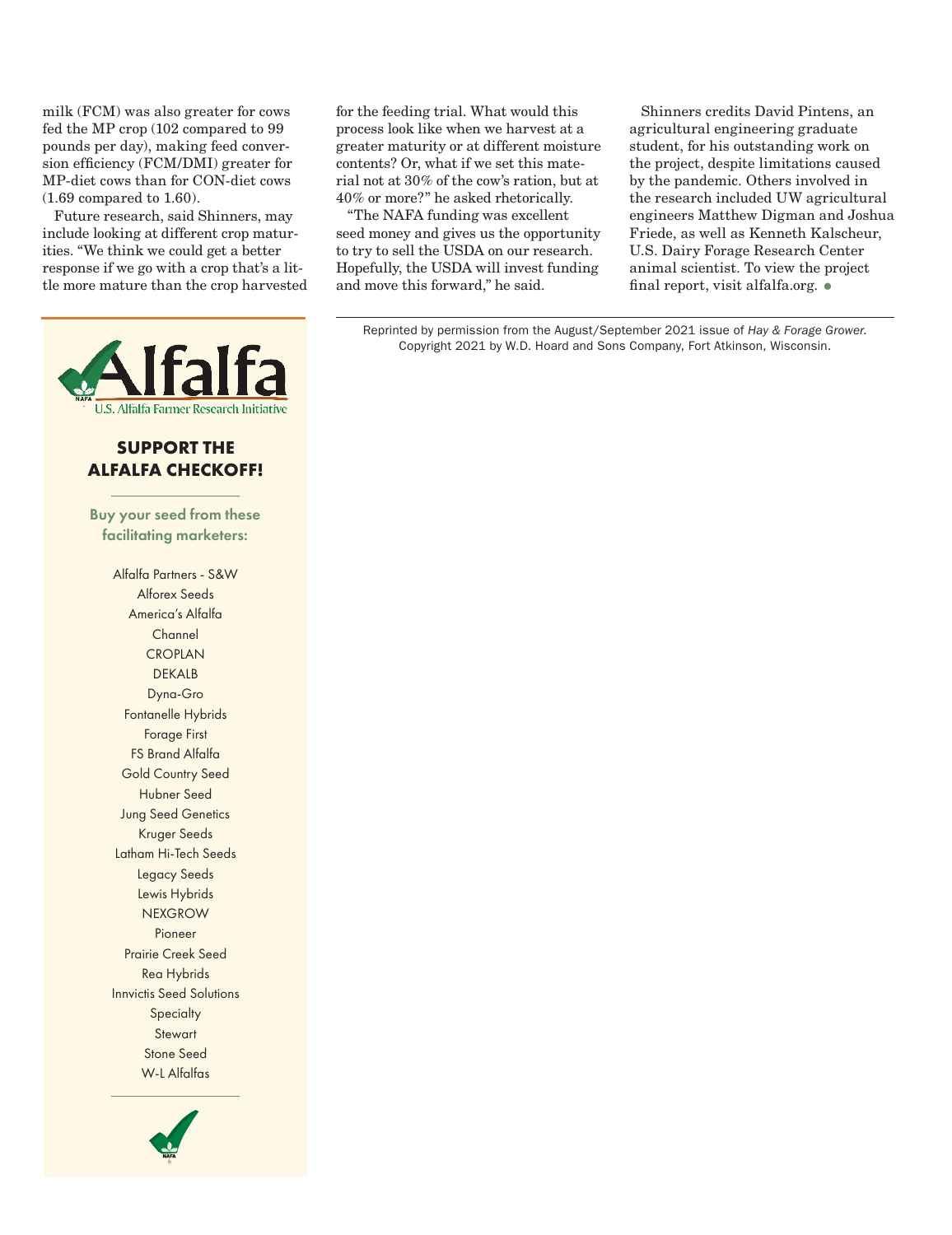milk (FCM) was also greater for cows fed the MP crop (102 compared to 99 pounds per day), making feed conversion efficiency (FCM/DMI) greater for MP-diet cows than for CON-diet cows (1.69 compared to 1.60).

Future research, said Shinners, may include looking at different crop maturities. "We think we could get a better response if we go with a crop that's a little more mature than the crop harvested for the feeding trial. What would this process look like when we harvest at a greater maturity or at different moisture contents? Or, what if we set this material not at 30% of the cow's ration, but at 40% or more?" he asked rhetorically.

"The NAFA funding was excellent seed money and gives us the opportunity to try to sell the USDA on our research. Hopefully, the USDA will invest funding and move this forward," he said.

Shinners credits David Pintens, an agricultural engineering graduate student, for his outstanding work on the project, despite limitations caused by the pandemic. Others involved in the research included UW agricultural engineers Matthew Digman and Joshua Friede, as well as Kenneth Kalscheur, U.S. Dairy Forage Research Center animal scientist. To view the project final report, visit alfalfa.org. ●

Reprinted by permission from the August/September 2021 issue of *Hay & Forage Grower*. Copyright 2021 by W.D. Hoard and Sons Company, Fort Atkinson, Wisconsin.

Alfalfa
U.S. Alfalfa Farmer Research Initiative

## SUPPORT THE ALFALFA CHECKOFF!

**Buy your seed from these facilitating marketers:**

Alfalfa Partners - S&W
Alforex Seeds
America's Alfalfa
Channel
CROPLAN
DEKALB
Dyna-Gro
Fontanelle Hybrids
Forage First
FS Brand Alfalfa
Gold Country Seed
Hubner Seed
Jung Seed Genetics
Kruger Seeds
Latham Hi-Tech Seeds
Legacy Seeds
Lewis Hybrids
NEXGROW
Pioneer
Prairie Creek Seed
Rea Hybrids
Innvictis Seed Solutions
Specialty
Stewart
Stone Seed
W-L Alfalfas